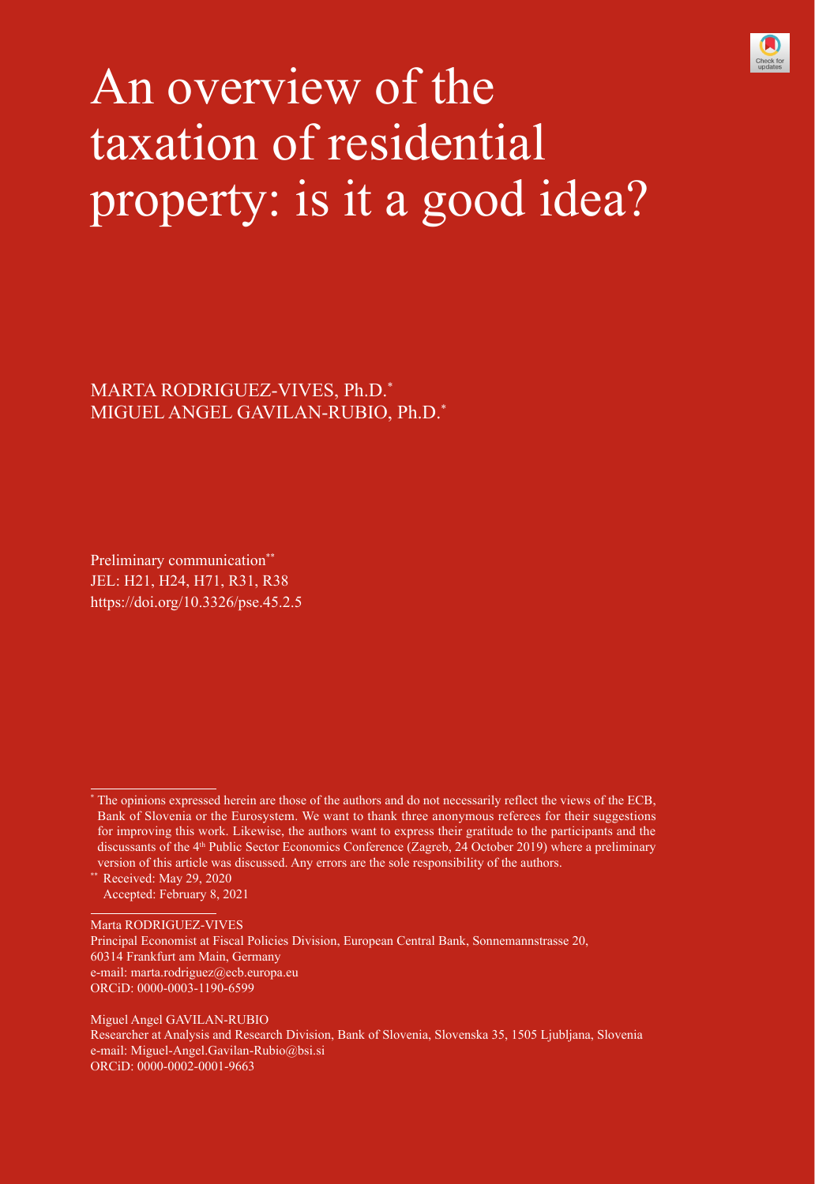# An overview of the taxation of residential property: is it a good idea?

MARTA RODRIGUEZ-VIVES, Ph.D.*
MIGUEL ANGEL GAVILAN-RUBIO, Ph.D.*

Preliminary communication**
JEL: H21, H24, H71, R31, R38
https://doi.org/10.3326/pse.45.2.5

---

* The opinions expressed herein are those of the authors and do not necessarily reflect the views of the ECB, Bank of Slovenia or the Eurosystem. We want to thank three anonymous referees for their suggestions for improving this work. Likewise, the authors want to express their gratitude to the participants and the discussants of the 4th Public Sector Economics Conference (Zagreb, 24 October 2019) where a preliminary version of this article was discussed. Any errors are the sole responsibility of the authors.

** Received: May 29, 2020
Accepted: February 8, 2021

---

Marta RODRIGUEZ-VIVES
Principal Economist at Fiscal Policies Division, European Central Bank, Sonnemannstrasse 20, 60314 Frankfurt am Main, Germany
e-mail: marta.rodriguez@ecb.europa.eu
ORCiD: 0000-0003-1190-6599

Miguel Angel GAVILAN-RUBIO
Researcher at Analysis and Research Division, Bank of Slovenia, Slovenska 35, 1505 Ljubljana, Slovenia
e-mail: Miguel-Angel.Gavilan-Rubio@bsi.si
ORCiD: 0000-0002-0001-9663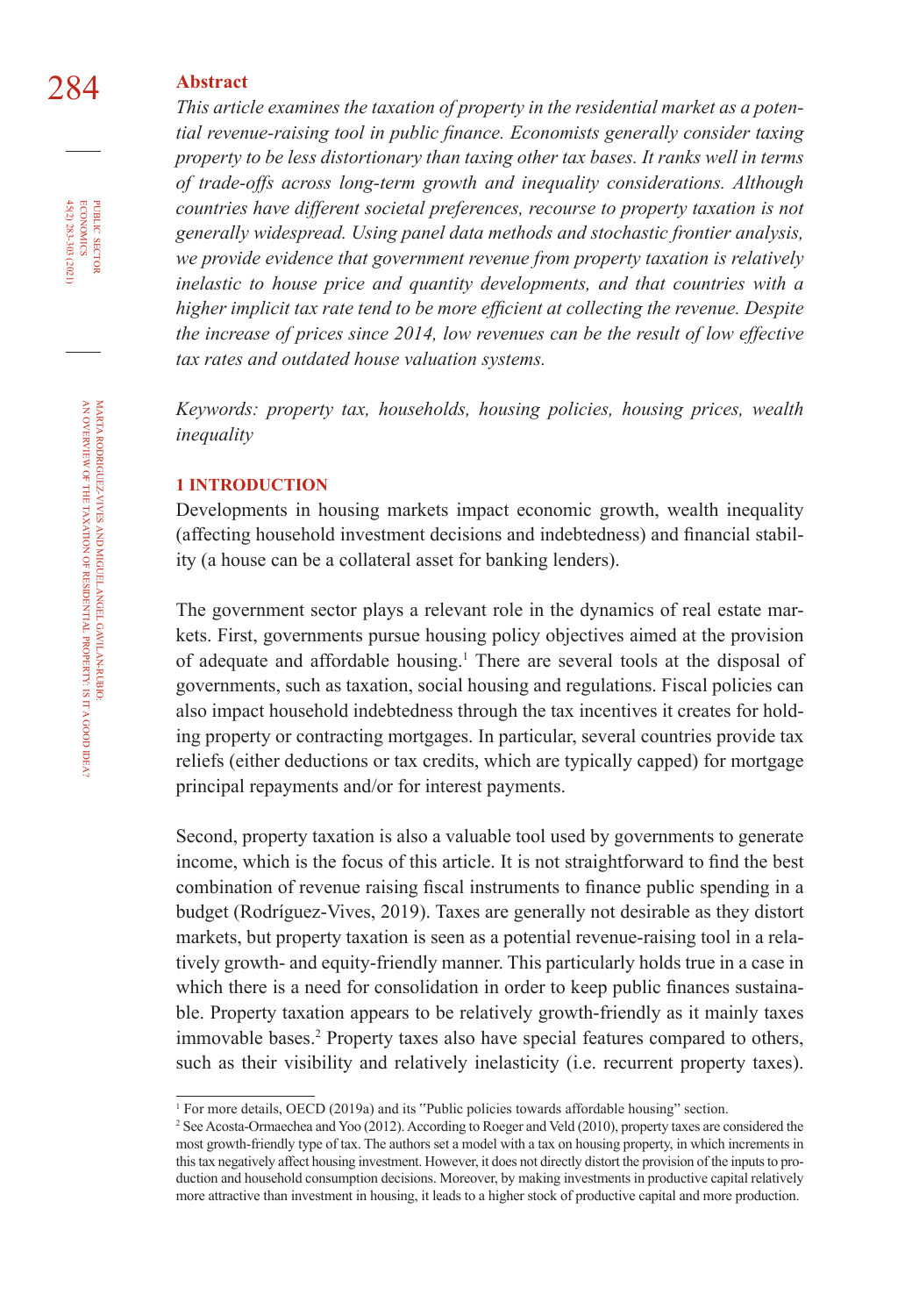## Abstract

*This article examines the taxation of property in the residential market as a potential revenue-raising tool in public finance. Economists generally consider taxing property to be less distortionary than taxing other tax bases. It ranks well in terms of trade-offs across long-term growth and inequality considerations. Although countries have different societal preferences, recourse to property taxation is not generally widespread. Using panel data methods and stochastic frontier analysis, we provide evidence that government revenue from property taxation is relatively inelastic to house price and quantity developments, and that countries with a higher implicit tax rate tend to be more efficient at collecting the revenue. Despite the increase of prices since 2014, low revenues can be the result of low effective tax rates and outdated house valuation systems.*

*Keywords: property tax, households, housing policies, housing prices, wealth inequality*

## 1 INTRODUCTION

Developments in housing markets impact economic growth, wealth inequality (affecting household investment decisions and indebtedness) and financial stability (a house can be a collateral asset for banking lenders).

The government sector plays a relevant role in the dynamics of real estate markets. First, governments pursue housing policy objectives aimed at the provision of adequate and affordable housing.[1] There are several tools at the disposal of governments, such as taxation, social housing and regulations. Fiscal policies can also impact household indebtedness through the tax incentives it creates for holding property or contracting mortgages. In particular, several countries provide tax reliefs (either deductions or tax credits, which are typically capped) for mortgage principal repayments and/or for interest payments.

Second, property taxation is also a valuable tool used by governments to generate income, which is the focus of this article. It is not straightforward to find the best combination of revenue raising fiscal instruments to finance public spending in a budget (Rodríguez-Vives, 2019). Taxes are generally not desirable as they distort markets, but property taxation is seen as a potential revenue-raising tool in a relatively growth- and equity-friendly manner. This particularly holds true in a case in which there is a need for consolidation in order to keep public finances sustainable. Property taxation appears to be relatively growth-friendly as it mainly taxes immovable bases.[2] Property taxes also have special features compared to others, such as their visibility and relatively inelasticity (i.e. recurrent property taxes).

[1] For more details, OECD (2019a) and its "Public policies towards affordable housing" section.

[2] See Acosta-Ormaechea and Yoo (2012). According to Roeger and Veld (2010), property taxes are considered the most growth-friendly type of tax. The authors set a model with a tax on housing property, in which increments in this tax negatively affect housing investment. However, it does not directly distort the provision of the inputs to production and household consumption decisions. Moreover, by making investments in productive capital relatively more attractive than investment in housing, it leads to a higher stock of productive capital and more production.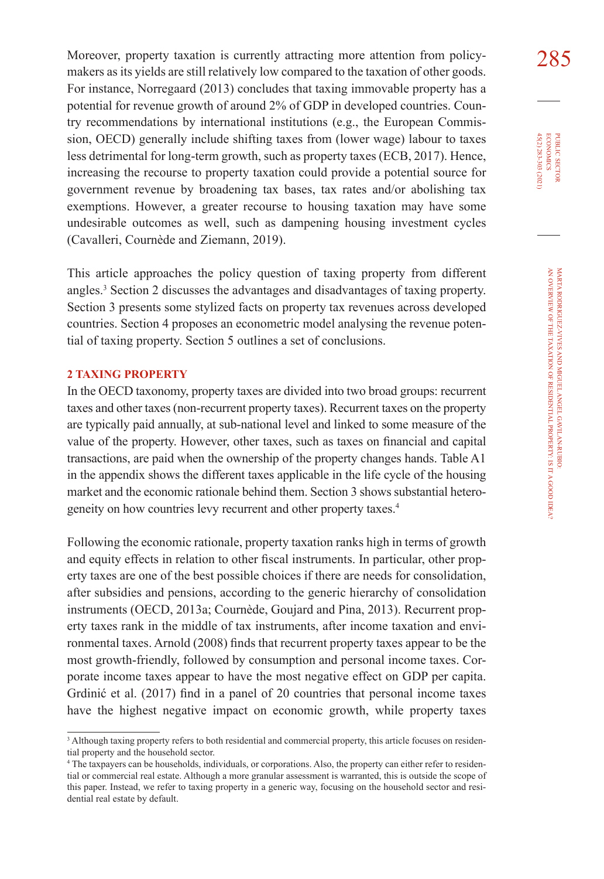Moreover, property taxation is currently attracting more attention from policymakers as its yields are still relatively low compared to the taxation of other goods. For instance, Norregaard (2013) concludes that taxing immovable property has a potential for revenue growth of around 2% of GDP in developed countries. Country recommendations by international institutions (e.g., the European Commission, OECD) generally include shifting taxes from (lower wage) labour to taxes less detrimental for long-term growth, such as property taxes (ECB, 2017). Hence, increasing the recourse to property taxation could provide a potential source for government revenue by broadening tax bases, tax rates and/or abolishing tax exemptions. However, a greater recourse to housing taxation may have some undesirable outcomes as well, such as dampening housing investment cycles (Cavalleri, Cournède and Ziemann, 2019).

This article approaches the policy question of taxing property from different angles.[3] Section 2 discusses the advantages and disadvantages of taxing property. Section 3 presents some stylized facts on property tax revenues across developed countries. Section 4 proposes an econometric model analysing the revenue potential of taxing property. Section 5 outlines a set of conclusions.

## 2 TAXING PROPERTY

In the OECD taxonomy, property taxes are divided into two broad groups: recurrent taxes and other taxes (non-recurrent property taxes). Recurrent taxes on the property are typically paid annually, at sub-national level and linked to some measure of the value of the property. However, other taxes, such as taxes on financial and capital transactions, are paid when the ownership of the property changes hands. Table A1 in the appendix shows the different taxes applicable in the life cycle of the housing market and the economic rationale behind them. Section 3 shows substantial heterogeneity on how countries levy recurrent and other property taxes.[4]

Following the economic rationale, property taxation ranks high in terms of growth and equity effects in relation to other fiscal instruments. In particular, other property taxes are one of the best possible choices if there are needs for consolidation, after subsidies and pensions, according to the generic hierarchy of consolidation instruments (OECD, 2013a; Cournède, Goujard and Pina, 2013). Recurrent property taxes rank in the middle of tax instruments, after income taxation and environmental taxes. Arnold (2008) finds that recurrent property taxes appear to be the most growth-friendly, followed by consumption and personal income taxes. Corporate income taxes appear to have the most negative effect on GDP per capita. Grdinić et al. (2017) find in a panel of 20 countries that personal income taxes have the highest negative impact on economic growth, while property taxes

---

[3] Although taxing property refers to both residential and commercial property, this article focuses on residential property and the household sector.

[4] The taxpayers can be households, individuals, or corporations. Also, the property can either refer to residential or commercial real estate. Although a more granular assessment is warranted, this is outside the scope of this paper. Instead, we refer to taxing property in a generic way, focusing on the household sector and residential real estate by default.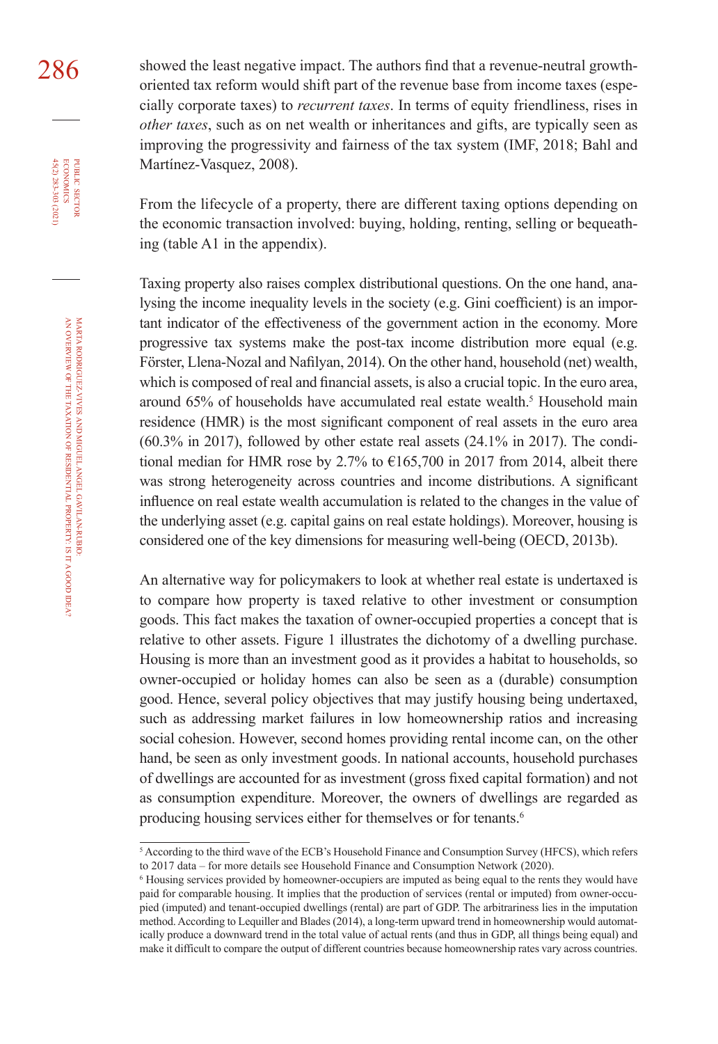showed the least negative impact. The authors find that a revenue-neutral growth-oriented tax reform would shift part of the revenue base from income taxes (especially corporate taxes) to *recurrent taxes*. In terms of equity friendliness, rises in *other taxes*, such as on net wealth or inheritances and gifts, are typically seen as improving the progressivity and fairness of the tax system (IMF, 2018; Bahl and Martínez-Vasquez, 2008).

From the lifecycle of a property, there are different taxing options depending on the economic transaction involved: buying, holding, renting, selling or bequeathing (table A1 in the appendix).

Taxing property also raises complex distributional questions. On the one hand, analysing the income inequality levels in the society (e.g. Gini coefficient) is an important indicator of the effectiveness of the government action in the economy. More progressive tax systems make the post-tax income distribution more equal (e.g. Förster, Llena-Nozal and Nafilyan, 2014). On the other hand, household (net) wealth, which is composed of real and financial assets, is also a crucial topic. In the euro area, around 65% of households have accumulated real estate wealth.[5] Household main residence (HMR) is the most significant component of real assets in the euro area (60.3% in 2017), followed by other estate real assets (24.1% in 2017). The conditional median for HMR rose by 2.7% to €165,700 in 2017 from 2014, albeit there was strong heterogeneity across countries and income distributions. A significant influence on real estate wealth accumulation is related to the changes in the value of the underlying asset (e.g. capital gains on real estate holdings). Moreover, housing is considered one of the key dimensions for measuring well-being (OECD, 2013b).

An alternative way for policymakers to look at whether real estate is undertaxed is to compare how property is taxed relative to other investment or consumption goods. This fact makes the taxation of owner-occupied properties a concept that is relative to other assets. Figure 1 illustrates the dichotomy of a dwelling purchase. Housing is more than an investment good as it provides a habitat to households, so owner-occupied or holiday homes can also be seen as a (durable) consumption good. Hence, several policy objectives that may justify housing being undertaxed, such as addressing market failures in low homeownership ratios and increasing social cohesion. However, second homes providing rental income can, on the other hand, be seen as only investment goods. In national accounts, household purchases of dwellings are accounted for as investment (gross fixed capital formation) and not as consumption expenditure. Moreover, the owners of dwellings are regarded as producing housing services either for themselves or for tenants.[6]

---

[5] According to the third wave of the ECB's Household Finance and Consumption Survey (HFCS), which refers to 2017 data – for more details see Household Finance and Consumption Network (2020).

[6] Housing services provided by homeowner-occupiers are imputed as being equal to the rents they would have paid for comparable housing. It implies that the production of services (rental or imputed) from owner-occupied (imputed) and tenant-occupied dwellings (rental) are part of GDP. The arbitrariness lies in the imputation method. According to Lequiller and Blades (2014), a long-term upward trend in homeownership would automatically produce a downward trend in the total value of actual rents (and thus in GDP, all things being equal) and make it difficult to compare the output of different countries because homeownership rates vary across countries.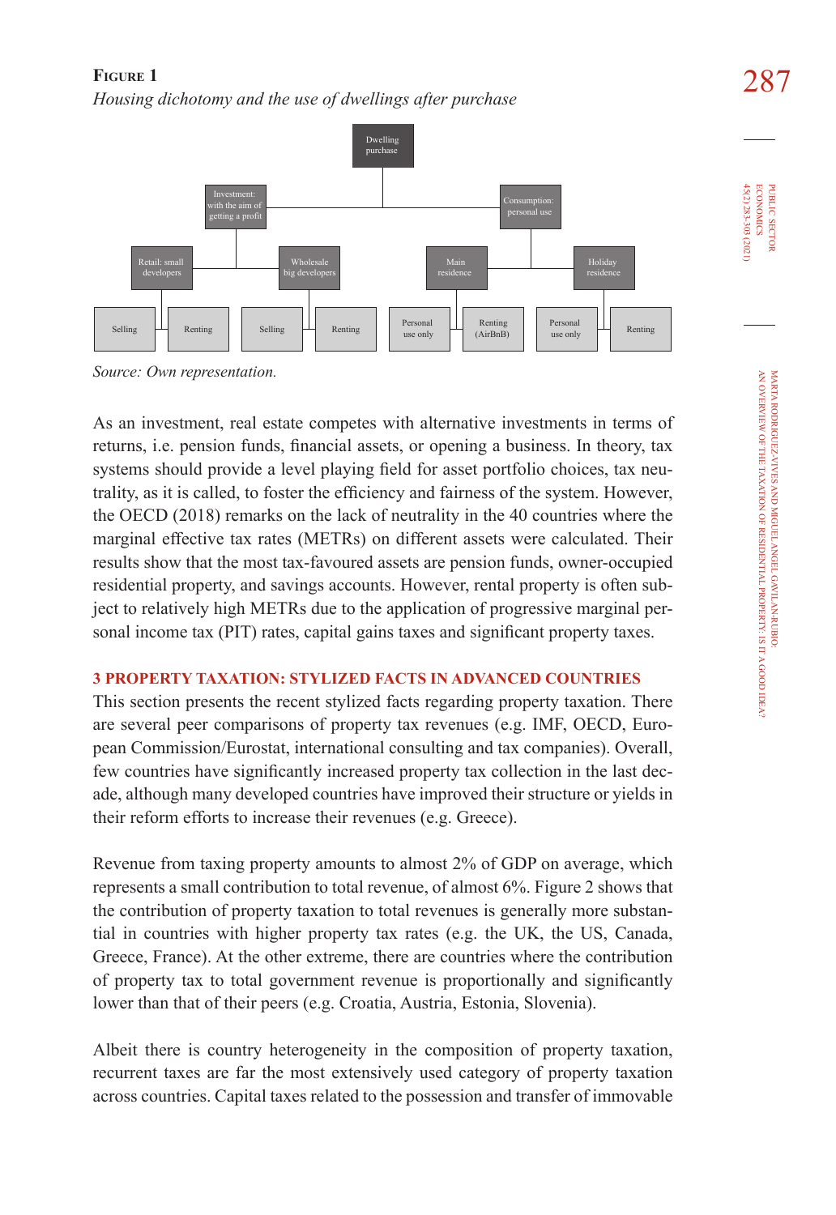**Figure 1**

*Housing dichotomy and the use of dwellings after purchase*

- Dwelling purchase
  - Investment: with the aim of getting a profit
    - Retail: small developers
      - Selling
      - Renting
    - Wholesale big developers
      - Selling
      - Renting
  - Consumption: personal use
    - Main residence
      - Personal use only
      - Renting (AirBnB)
    - Holiday residence
      - Personal use only
      - Renting

*Source: Own representation.*

As an investment, real estate competes with alternative investments in terms of returns, i.e. pension funds, financial assets, or opening a business. In theory, tax systems should provide a level playing field for asset portfolio choices, tax neutrality, as it is called, to foster the efficiency and fairness of the system. However, the OECD (2018) remarks on the lack of neutrality in the 40 countries where the marginal effective tax rates (METRs) on different assets were calculated. Their results show that the most tax-favoured assets are pension funds, owner-occupied residential property, and savings accounts. However, rental property is often subject to relatively high METRs due to the application of progressive marginal personal income tax (PIT) rates, capital gains taxes and significant property taxes.

## 3 PROPERTY TAXATION: STYLIZED FACTS IN ADVANCED COUNTRIES

This section presents the recent stylized facts regarding property taxation. There are several peer comparisons of property tax revenues (e.g. IMF, OECD, European Commission/Eurostat, international consulting and tax companies). Overall, few countries have significantly increased property tax collection in the last decade, although many developed countries have improved their structure or yields in their reform efforts to increase their revenues (e.g. Greece).

Revenue from taxing property amounts to almost 2% of GDP on average, which represents a small contribution to total revenue, of almost 6%. Figure 2 shows that the contribution of property taxation to total revenues is generally more substantial in countries with higher property tax rates (e.g. the UK, the US, Canada, Greece, France). At the other extreme, there are countries where the contribution of property tax to total government revenue is proportionally and significantly lower than that of their peers (e.g. Croatia, Austria, Estonia, Slovenia).

Albeit there is country heterogeneity in the composition of property taxation, recurrent taxes are far the most extensively used category of property taxation across countries. Capital taxes related to the possession and transfer of immovable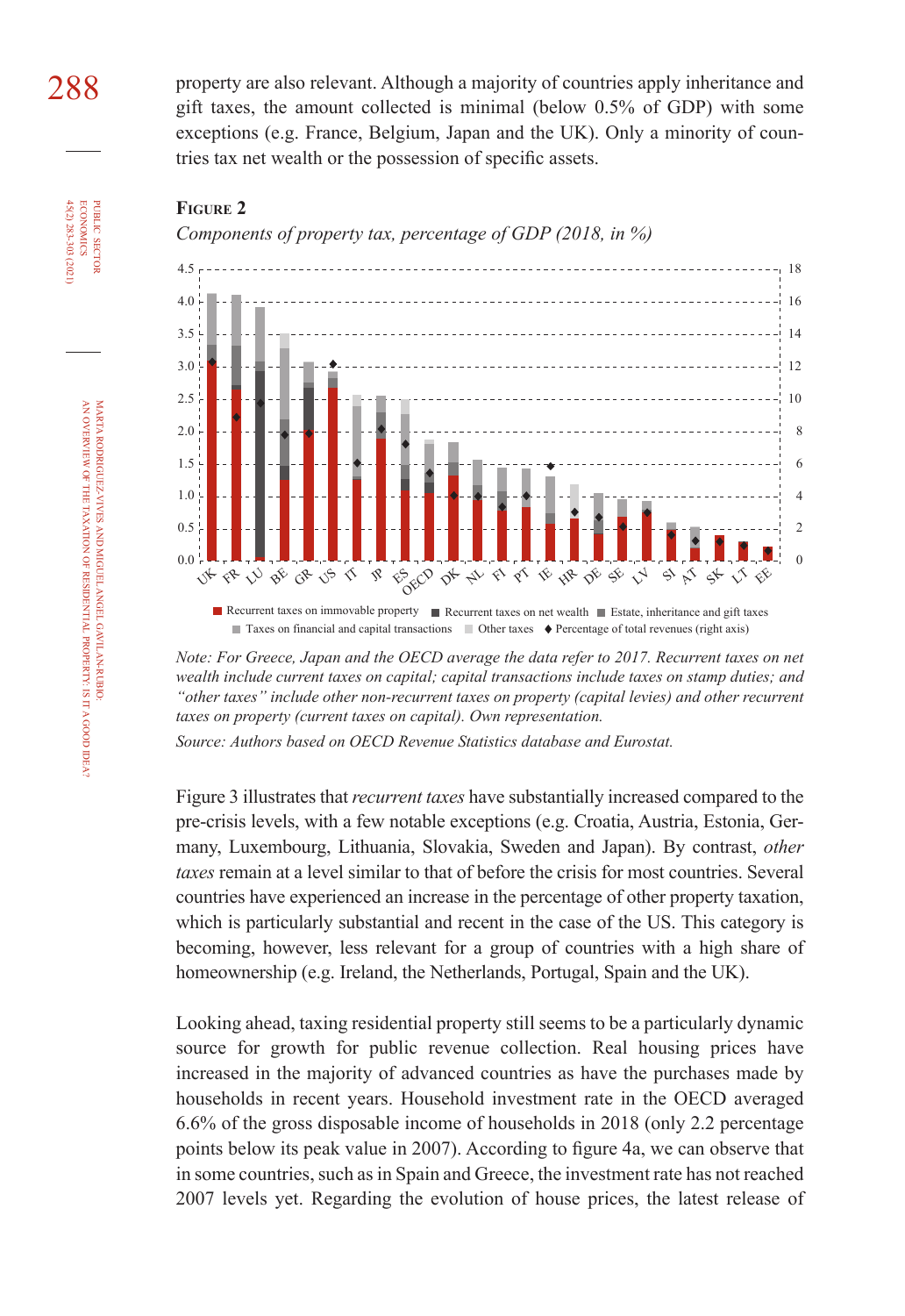property are also relevant. Although a majority of countries apply inheritance and gift taxes, the amount collected is minimal (below 0.5% of GDP) with some exceptions (e.g. France, Belgium, Japan and the UK). Only a minority of countries tax net wealth or the possession of specific assets.

**FIGURE 2**

*Components of property tax, percentage of GDP (2018, in %)*

*Note: For Greece, Japan and the OECD average the data refer to 2017. Recurrent taxes on net wealth include current taxes on capital; capital transactions include taxes on stamp duties; and "other taxes" include other non-recurrent taxes on property (capital levies) and other recurrent taxes on property (current taxes on capital). Own representation.*

*Source: Authors based on OECD Revenue Statistics database and Eurostat.*

Figure 3 illustrates that *recurrent taxes* have substantially increased compared to the pre-crisis levels, with a few notable exceptions (e.g. Croatia, Austria, Estonia, Germany, Luxembourg, Lithuania, Slovakia, Sweden and Japan). By contrast, *other taxes* remain at a level similar to that of before the crisis for most countries. Several countries have experienced an increase in the percentage of other property taxation, which is particularly substantial and recent in the case of the US. This category is becoming, however, less relevant for a group of countries with a high share of homeownership (e.g. Ireland, the Netherlands, Portugal, Spain and the UK).

Looking ahead, taxing residential property still seems to be a particularly dynamic source for growth for public revenue collection. Real housing prices have increased in the majority of advanced countries as have the purchases made by households in recent years. Household investment rate in the OECD averaged 6.6% of the gross disposable income of households in 2018 (only 2.2 percentage points below its peak value in 2007). According to figure 4a, we can observe that in some countries, such as in Spain and Greece, the investment rate has not reached 2007 levels yet. Regarding the evolution of house prices, the latest release of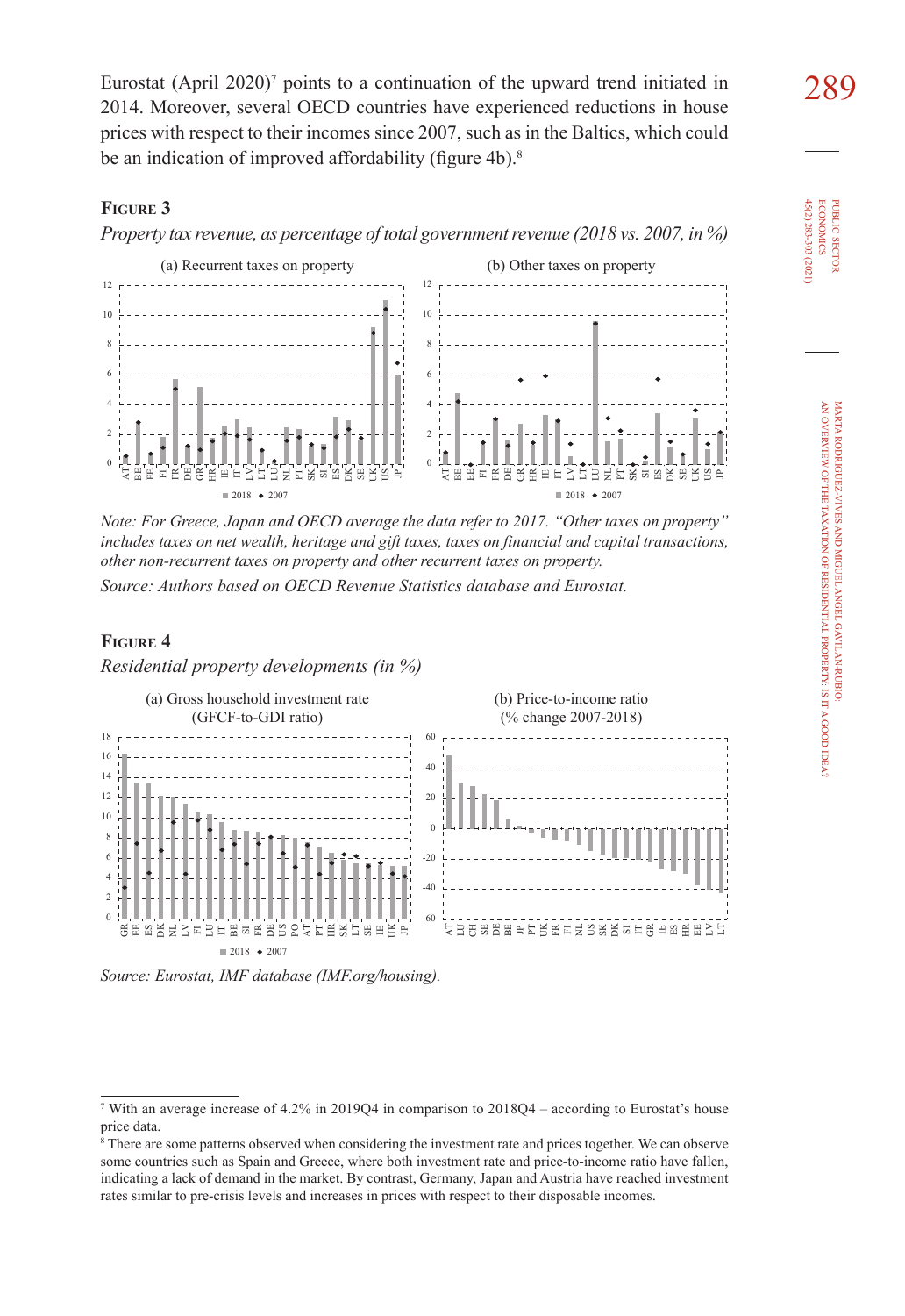Eurostat (April 2020)[7] points to a continuation of the upward trend initiated in 2014. Moreover, several OECD countries have experienced reductions in house prices with respect to their incomes since 2007, such as in the Baltics, which could be an indication of improved affordability (figure 4b).[8]

**Figure 3**

*Property tax revenue, as percentage of total government revenue (2018 vs. 2007, in %)*

*Note: For Greece, Japan and OECD average the data refer to 2017. "Other taxes on property" includes taxes on net wealth, heritage and gift taxes, taxes on financial and capital transactions, other non-recurrent taxes on property and other recurrent taxes on property.*

*Source: Authors based on OECD Revenue Statistics database and Eurostat.*

**Figure 4**

*Residential property developments (in %)*

*Source: Eurostat, IMF database (IMF.org/housing).*

---

[7] With an average increase of 4.2% in 2019Q4 in comparison to 2018Q4 – according to Eurostat's house price data.

[8] There are some patterns observed when considering the investment rate and prices together. We can observe some countries such as Spain and Greece, where both investment rate and price-to-income ratio have fallen, indicating a lack of demand in the market. By contrast, Germany, Japan and Austria have reached investment rates similar to pre-crisis levels and increases in prices with respect to their disposable incomes.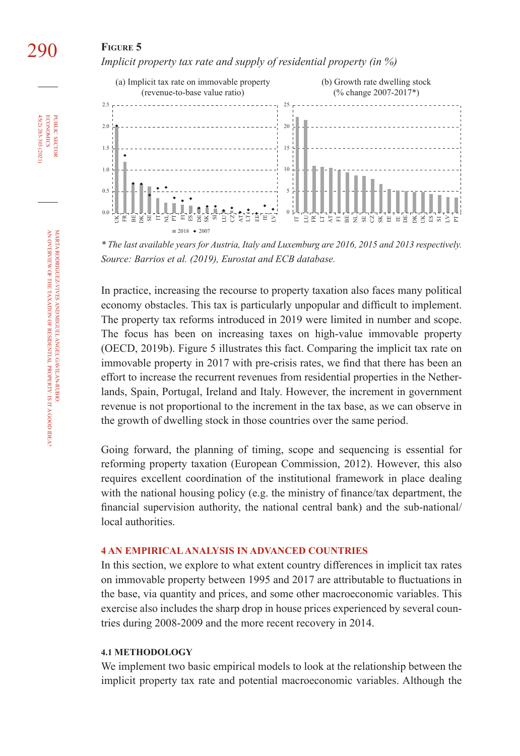**Figure 5**

*Implicit property tax rate and supply of residential property (in %)*

(a) Implicit tax rate on immovable property (revenue-to-base value ratio)

(b) Growth rate dwelling stock (% change 2007-2017*)

■ 2018 ◆ 2007

*\* The last available years for Austria, Italy and Luxemburg are 2016, 2015 and 2013 respectively.*
*Source: Barrios et al. (2019), Eurostat and ECB database.*

In practice, increasing the recourse to property taxation also faces many political economy obstacles. This tax is particularly unpopular and difficult to implement. The property tax reforms introduced in 2019 were limited in number and scope. The focus has been on increasing taxes on high-value immovable property (OECD, 2019b). Figure 5 illustrates this fact. Comparing the implicit tax rate on immovable property in 2017 with pre-crisis rates, we find that there has been an effort to increase the recurrent revenues from residential properties in the Netherlands, Spain, Portugal, Ireland and Italy. However, the increment in government revenue is not proportional to the increment in the tax base, as we can observe in the growth of dwelling stock in those countries over the same period.

Going forward, the planning of timing, scope and sequencing is essential for reforming property taxation (European Commission, 2012). However, this also requires excellent coordination of the institutional framework in place dealing with the national housing policy (e.g. the ministry of finance/tax department, the financial supervision authority, the national central bank) and the sub-national/local authorities.

## 4 AN EMPIRICAL ANALYSIS IN ADVANCED COUNTRIES

In this section, we explore to what extent country differences in implicit tax rates on immovable property between 1995 and 2017 are attributable to fluctuations in the base, via quantity and prices, and some other macroeconomic variables. This exercise also includes the sharp drop in house prices experienced by several countries during 2008-2009 and the more recent recovery in 2014.

### 4.1 METHODOLOGY

We implement two basic empirical models to look at the relationship between the implicit property tax rate and potential macroeconomic variables. Although the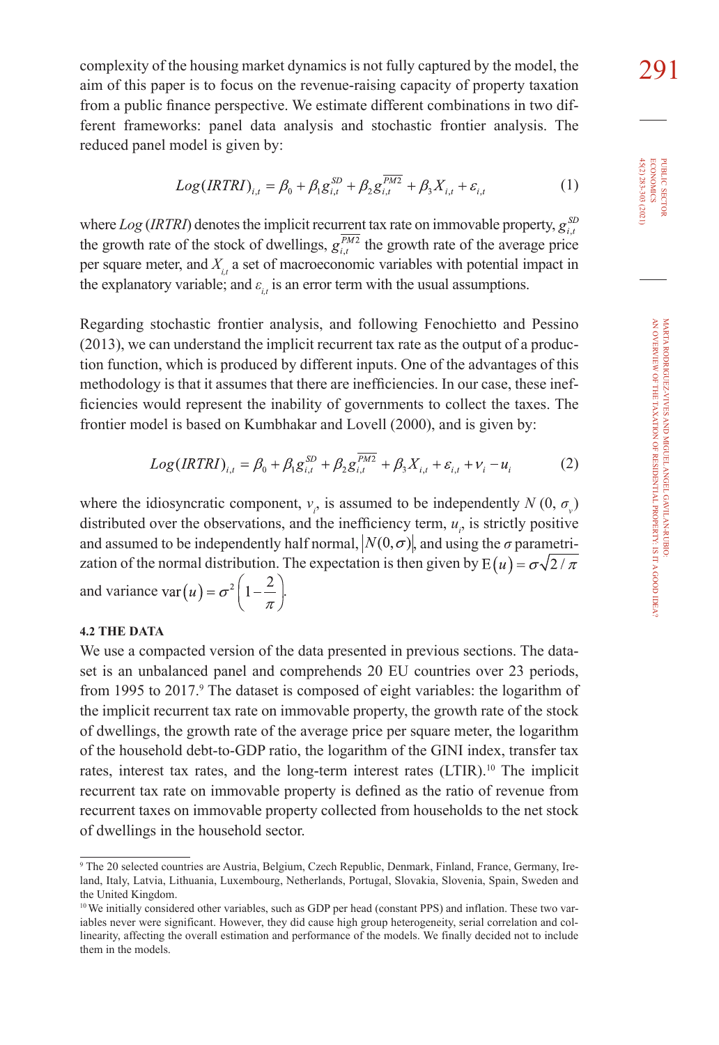complexity of the housing market dynamics is not fully captured by the model, the aim of this paper is to focus on the revenue-raising capacity of property taxation from a public finance perspective. We estimate different combinations in two different frameworks: panel data analysis and stochastic frontier analysis. The reduced panel model is given by:

$$Log(IRTRI)_{i,t} = \beta_0 + \beta_1 g_{i,t}^{SD} + \beta_2 g_{i,t}^{\overline{PM2}} + \beta_3 X_{i,t} + \varepsilon_{i,t} \tag{1}$$

where $Log\,(IRTRI)$ denotes the implicit recurrent tax rate on immovable property, $g_{i,t}^{SD}$ the growth rate of the stock of dwellings, $g_{i,t}^{\overline{PM2}}$ the growth rate of the average price per square meter, and $X_{i,t}$ a set of macroeconomic variables with potential impact in the explanatory variable; and $\varepsilon_{i,t}$ is an error term with the usual assumptions.

Regarding stochastic frontier analysis, and following Fenochietto and Pessino (2013), we can understand the implicit recurrent tax rate as the output of a production function, which is produced by different inputs. One of the advantages of this methodology is that it assumes that there are inefficiencies. In our case, these inefficiencies would represent the inability of governments to collect the taxes. The frontier model is based on Kumbhakar and Lovell (2000), and is given by:

$$Log(IRTRI)_{i,t} = \beta_0 + \beta_1 g_{i,t}^{SD} + \beta_2 g_{i,t}^{\overline{PM2}} + \beta_3 X_{i,t} + \varepsilon_{i,t} + v_i - u_i \tag{2}$$

where the idiosyncratic component, $v_i$, is assumed to be independently $N\,(0,\,\sigma_v)$ distributed over the observations, and the inefficiency term, $u_i$, is strictly positive and assumed to be independently half normal, $|N(0,\sigma)|$, and using the $\sigma$ parametrization of the normal distribution. The expectation is then given by $\mathrm{E}(u) = \sigma\sqrt{2/\pi}$ and variance $\mathrm{var}(u) = \sigma^2\left(1 - \dfrac{2}{\pi}\right)$.

#### 4.2 THE DATA

We use a compacted version of the data presented in previous sections. The dataset is an unbalanced panel and comprehends 20 EU countries over 23 periods, from 1995 to 2017.[9] The dataset is composed of eight variables: the logarithm of the implicit recurrent tax rate on immovable property, the growth rate of the stock of dwellings, the growth rate of the average price per square meter, the logarithm of the household debt-to-GDP ratio, the logarithm of the GINI index, transfer tax rates, interest tax rates, and the long-term interest rates (LTIR).[10] The implicit recurrent tax rate on immovable property is defined as the ratio of revenue from recurrent taxes on immovable property collected from households to the net stock of dwellings in the household sector.

[9] The 20 selected countries are Austria, Belgium, Czech Republic, Denmark, Finland, France, Germany, Ireland, Italy, Latvia, Lithuania, Luxembourg, Netherlands, Portugal, Slovakia, Slovenia, Spain, Sweden and the United Kingdom.

[10] We initially considered other variables, such as GDP per head (constant PPS) and inflation. These two variables never were significant. However, they did cause high group heterogeneity, serial correlation and collinearity, affecting the overall estimation and performance of the models. We finally decided not to include them in the models.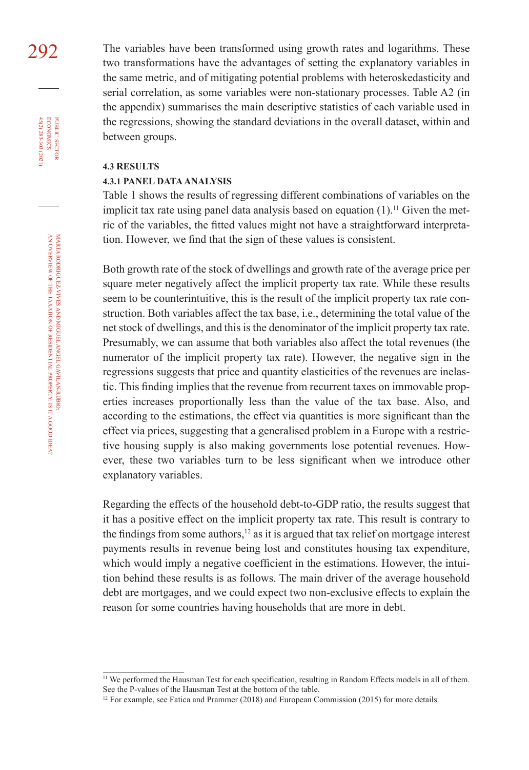The variables have been transformed using growth rates and logarithms. These two transformations have the advantages of setting the explanatory variables in the same metric, and of mitigating potential problems with heteroskedasticity and serial correlation, as some variables were non-stationary processes. Table A2 (in the appendix) summarises the main descriptive statistics of each variable used in the regressions, showing the standard deviations in the overall dataset, within and between groups.

### 4.3 RESULTS

#### 4.3.1 PANEL DATA ANALYSIS

Table 1 shows the results of regressing different combinations of variables on the implicit tax rate using panel data analysis based on equation (1).[11] Given the metric of the variables, the fitted values might not have a straightforward interpretation. However, we find that the sign of these values is consistent.

Both growth rate of the stock of dwellings and growth rate of the average price per square meter negatively affect the implicit property tax rate. While these results seem to be counterintuitive, this is the result of the implicit property tax rate construction. Both variables affect the tax base, i.e., determining the total value of the net stock of dwellings, and this is the denominator of the implicit property tax rate. Presumably, we can assume that both variables also affect the total revenues (the numerator of the implicit property tax rate). However, the negative sign in the regressions suggests that price and quantity elasticities of the revenues are inelastic. This finding implies that the revenue from recurrent taxes on immovable properties increases proportionally less than the value of the tax base. Also, and according to the estimations, the effect via quantities is more significant than the effect via prices, suggesting that a generalised problem in a Europe with a restrictive housing supply is also making governments lose potential revenues. However, these two variables turn to be less significant when we introduce other explanatory variables.

Regarding the effects of the household debt-to-GDP ratio, the results suggest that it has a positive effect on the implicit property tax rate. This result is contrary to the findings from some authors,[12] as it is argued that tax relief on mortgage interest payments results in revenue being lost and constitutes housing tax expenditure, which would imply a negative coefficient in the estimations. However, the intuition behind these results is as follows. The main driver of the average household debt are mortgages, and we could expect two non-exclusive effects to explain the reason for some countries having households that are more in debt.

---

[11] We performed the Hausman Test for each specification, resulting in Random Effects models in all of them. See the P-values of the Hausman Test at the bottom of the table.

[12] For example, see Fatica and Prammer (2018) and European Commission (2015) for more details.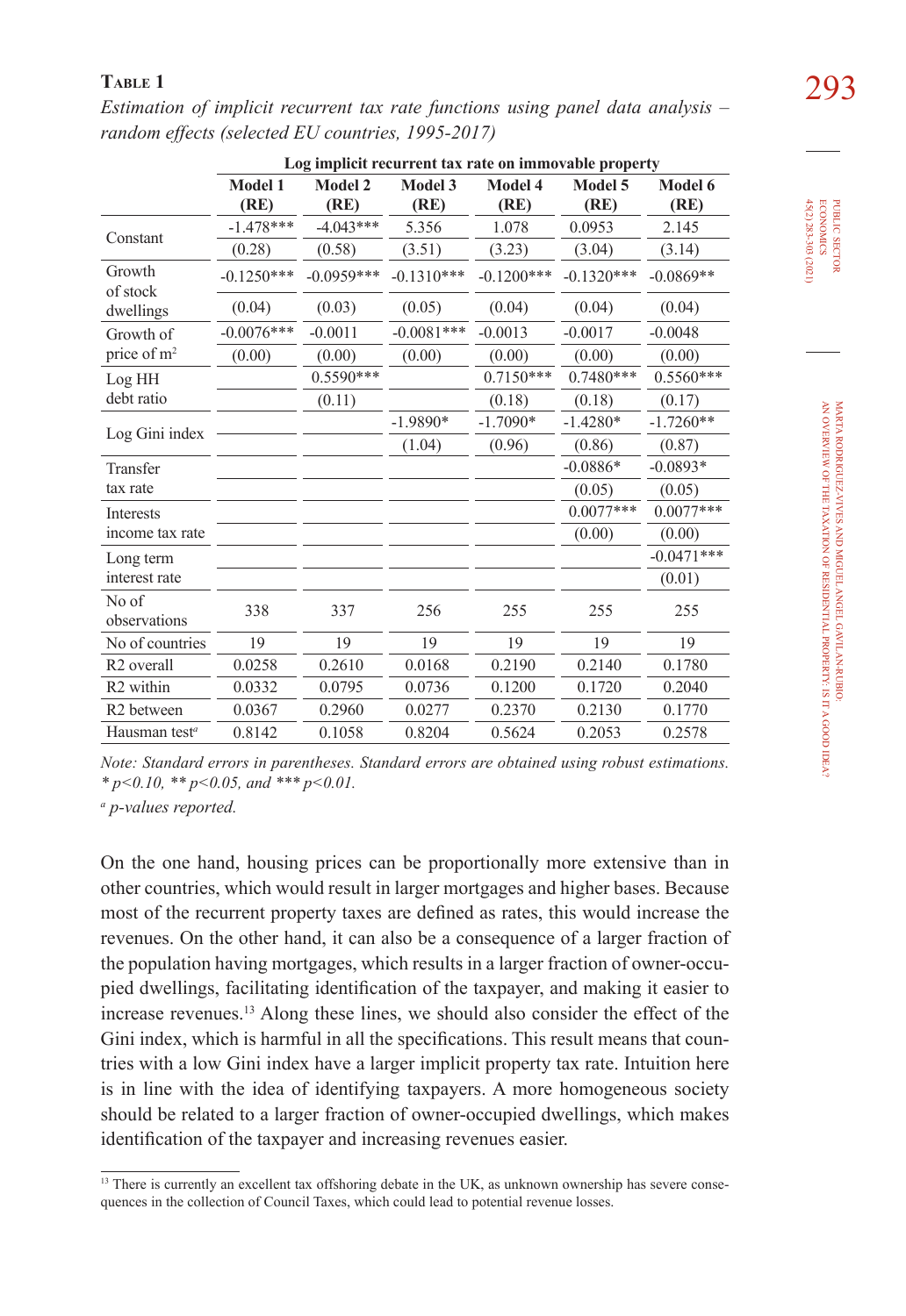**Table 1**

*Estimation of implicit recurrent tax rate functions using panel data analysis – random effects (selected EU countries, 1995-2017)*

| | Log implicit recurrent tax rate on immovable property | | | | | |
|---|---|---|---|---|---|---|
| | **Model 1 (RE)** | **Model 2 (RE)** | **Model 3 (RE)** | **Model 4 (RE)** | **Model 5 (RE)** | **Model 6 (RE)** |
| Constant | -1.478*** | -4.043*** | 5.356 | 1.078 | 0.0953 | 2.145 |
| | (0.28) | (0.58) | (3.51) | (3.23) | (3.04) | (3.14) |
| Growth of stock dwellings | -0.1250*** | -0.0959*** | -0.1310*** | -0.1200*** | -0.1320*** | -0.0869** |
| | (0.04) | (0.03) | (0.05) | (0.04) | (0.04) | (0.04) |
| Growth of price of m[2] | -0.0076*** | -0.0011 | -0.0081*** | -0.0013 | -0.0017 | -0.0048 |
| | (0.00) | (0.00) | (0.00) | (0.00) | (0.00) | (0.00) |
| Log HH debt ratio | | 0.5590*** | | 0.7150*** | 0.7480*** | 0.5560*** |
| | | (0.11) | | (0.18) | (0.18) | (0.17) |
| Log Gini index | | | -1.9890* | -1.7090* | -1.4280* | -1.7260** |
| | | | (1.04) | (0.96) | (0.86) | (0.87) |
| Transfer tax rate | | | | | -0.0886* | -0.0893* |
| | | | | | (0.05) | (0.05) |
| Interests income tax rate | | | | | 0.0077*** | 0.0077*** |
| | | | | | (0.00) | (0.00) |
| Long term interest rate | | | | | | -0.0471*** |
| | | | | | | (0.01) |
| No of observations | 338 | 337 | 256 | 255 | 255 | 255 |
| No of countries | 19 | 19 | 19 | 19 | 19 | 19 |
| R2 overall | 0.0258 | 0.2610 | 0.0168 | 0.2190 | 0.2140 | 0.1780 |
| R2 within | 0.0332 | 0.0795 | 0.0736 | 0.1200 | 0.1720 | 0.2040 |
| R2 between | 0.0367 | 0.2960 | 0.0277 | 0.2370 | 0.2130 | 0.1770 |
| Hausman test[a] | 0.8142 | 0.1058 | 0.8204 | 0.5624 | 0.2053 | 0.2578 |

*Note: Standard errors in parentheses. Standard errors are obtained using robust estimations. * p<0.10, ** p<0.05, and *** p<0.01.*

[a] *p-values reported.*

On the one hand, housing prices can be proportionally more extensive than in other countries, which would result in larger mortgages and higher bases. Because most of the recurrent property taxes are defined as rates, this would increase the revenues. On the other hand, it can also be a consequence of a larger fraction of the population having mortgages, which results in a larger fraction of owner-occupied dwellings, facilitating identification of the taxpayer, and making it easier to increase revenues.[13] Along these lines, we should also consider the effect of the Gini index, which is harmful in all the specifications. This result means that countries with a low Gini index have a larger implicit property tax rate. Intuition here is in line with the idea of identifying taxpayers. A more homogeneous society should be related to a larger fraction of owner-occupied dwellings, which makes identification of the taxpayer and increasing revenues easier.

[13] There is currently an excellent tax offshoring debate in the UK, as unknown ownership has severe consequences in the collection of Council Taxes, which could lead to potential revenue losses.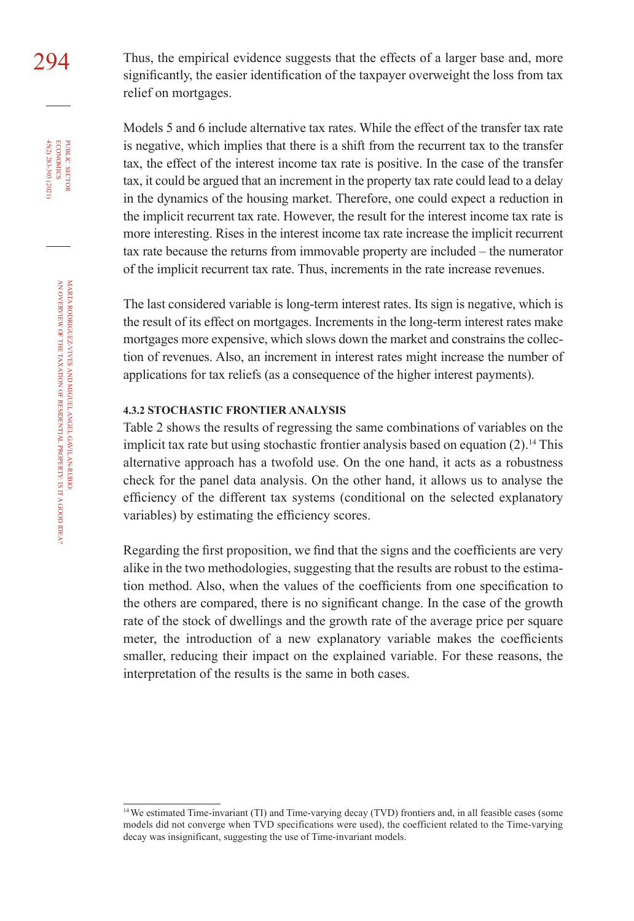Thus, the empirical evidence suggests that the effects of a larger base and, more significantly, the easier identification of the taxpayer overweight the loss from tax relief on mortgages.

Models 5 and 6 include alternative tax rates. While the effect of the transfer tax rate is negative, which implies that there is a shift from the recurrent tax to the transfer tax, the effect of the interest income tax rate is positive. In the case of the transfer tax, it could be argued that an increment in the property tax rate could lead to a delay in the dynamics of the housing market. Therefore, one could expect a reduction in the implicit recurrent tax rate. However, the result for the interest income tax rate is more interesting. Rises in the interest income tax rate increase the implicit recurrent tax rate because the returns from immovable property are included – the numerator of the implicit recurrent tax rate. Thus, increments in the rate increase revenues.

The last considered variable is long-term interest rates. Its sign is negative, which is the result of its effect on mortgages. Increments in the long-term interest rates make mortgages more expensive, which slows down the market and constrains the collection of revenues. Also, an increment in interest rates might increase the number of applications for tax reliefs (as a consequence of the higher interest payments).

#### 4.3.2 STOCHASTIC FRONTIER ANALYSIS

Table 2 shows the results of regressing the same combinations of variables on the implicit tax rate but using stochastic frontier analysis based on equation (2).[14] This alternative approach has a twofold use. On the one hand, it acts as a robustness check for the panel data analysis. On the other hand, it allows us to analyse the efficiency of the different tax systems (conditional on the selected explanatory variables) by estimating the efficiency scores.

Regarding the first proposition, we find that the signs and the coefficients are very alike in the two methodologies, suggesting that the results are robust to the estimation method. Also, when the values of the coefficients from one specification to the others are compared, there is no significant change. In the case of the growth rate of the stock of dwellings and the growth rate of the average price per square meter, the introduction of a new explanatory variable makes the coefficients smaller, reducing their impact on the explained variable. For these reasons, the interpretation of the results is the same in both cases.

---

[14] We estimated Time-invariant (TI) and Time-varying decay (TVD) frontiers and, in all feasible cases (some models did not converge when TVD specifications were used), the coefficient related to the Time-varying decay was insignificant, suggesting the use of Time-invariant models.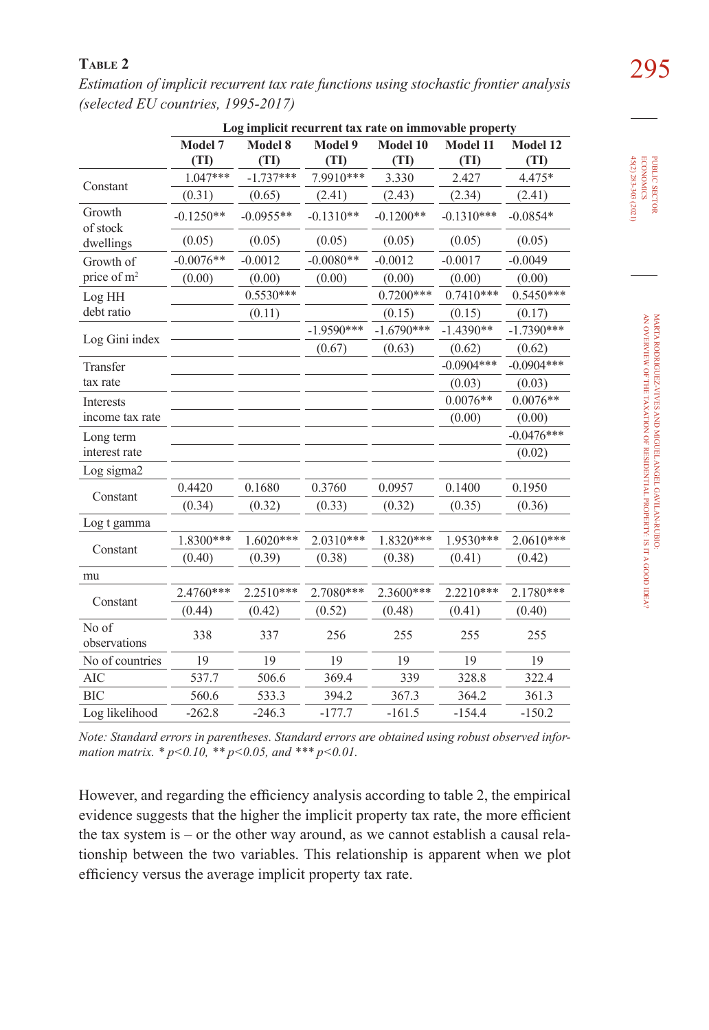**Table 2**

*Estimation of implicit recurrent tax rate functions using stochastic frontier analysis (selected EU countries, 1995-2017)*

| | Log implicit recurrent tax rate on immovable property | | | | | |
|---|---|---|---|---|---|---|
| | Model 7 (TI) | Model 8 (TI) | Model 9 (TI) | Model 10 (TI) | Model 11 (TI) | Model 12 (TI) |
| Constant | 1.047*** | -1.737*** | 7.9910*** | 3.330 | 2.427 | 4.475* |
| | (0.31) | (0.65) | (2.41) | (2.43) | (2.34) | (2.41) |
| Growth of stock dwellings | -0.1250** | -0.0955** | -0.1310** | -0.1200** | -0.1310*** | -0.0854* |
| | (0.05) | (0.05) | (0.05) | (0.05) | (0.05) | (0.05) |
| Growth of price of m² | -0.0076** | -0.0012 | -0.0080** | -0.0012 | -0.0017 | -0.0049 |
| | (0.00) | (0.00) | (0.00) | (0.00) | (0.00) | (0.00) |
| Log HH debt ratio | | 0.5530*** | | 0.7200*** | 0.7410*** | 0.5450*** |
| | | (0.11) | | (0.15) | (0.15) | (0.17) |
| Log Gini index | | | -1.9590*** | -1.6790*** | -1.4390** | -1.7390*** |
| | | | (0.67) | (0.63) | (0.62) | (0.62) |
| Transfer tax rate | | | | | -0.0904*** | -0.0904*** |
| | | | | | (0.03) | (0.03) |
| Interests income tax rate | | | | | 0.0076** | 0.0076** |
| | | | | | (0.00) | (0.00) |
| Long term interest rate | | | | | | -0.0476*** |
| | | | | | | (0.02) |
| Log sigma2 | | | | | | |
| Constant | 0.4420 | 0.1680 | 0.3760 | 0.0957 | 0.1400 | 0.1950 |
| | (0.34) | (0.32) | (0.33) | (0.32) | (0.35) | (0.36) |
| Log t gamma | | | | | | |
| Constant | 1.8300*** | 1.6020*** | 2.0310*** | 1.8320*** | 1.9530*** | 2.0610*** |
| | (0.40) | (0.39) | (0.38) | (0.38) | (0.41) | (0.42) |
| mu | | | | | | |
| Constant | 2.4760*** | 2.2510*** | 2.7080*** | 2.3600*** | 2.2210*** | 2.1780*** |
| | (0.44) | (0.42) | (0.52) | (0.48) | (0.41) | (0.40) |
| No of observations | 338 | 337 | 256 | 255 | 255 | 255 |
| No of countries | 19 | 19 | 19 | 19 | 19 | 19 |
| AIC | 537.7 | 506.6 | 369.4 | 339 | 328.8 | 322.4 |
| BIC | 560.6 | 533.3 | 394.2 | 367.3 | 364.2 | 361.3 |
| Log likelihood | -262.8 | -246.3 | -177.7 | -161.5 | -154.4 | -150.2 |

*Note: Standard errors in parentheses. Standard errors are obtained using robust observed information matrix. * p<0.10, ** p<0.05, and *** p<0.01.*

However, and regarding the efficiency analysis according to table 2, the empirical evidence suggests that the higher the implicit property tax rate, the more efficient the tax system is – or the other way around, as we cannot establish a causal relationship between the two variables. This relationship is apparent when we plot efficiency versus the average implicit property tax rate.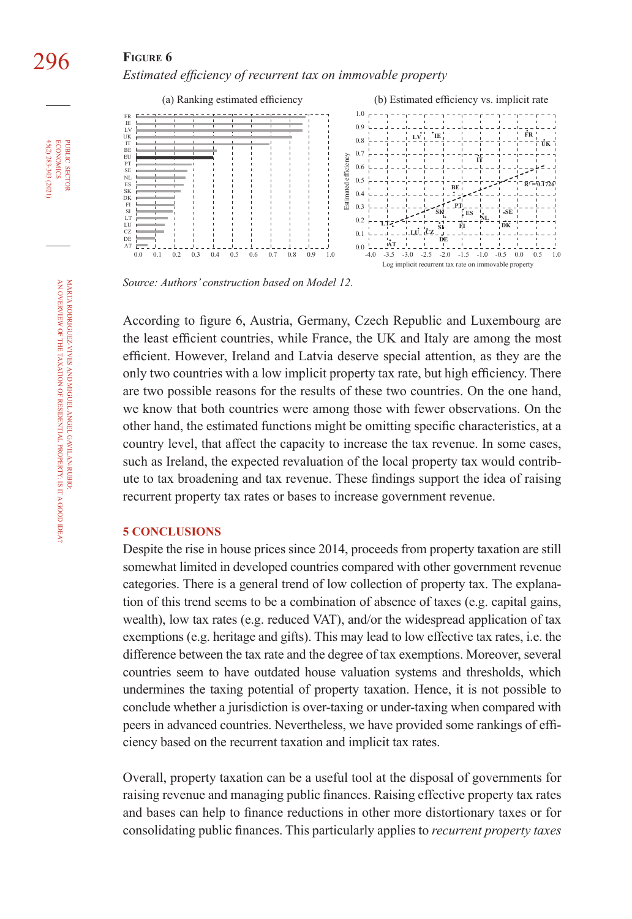**Figure 6**

*Estimated efficiency of recurrent tax on immovable property*

*Source: Authors' construction based on Model 12.*

According to figure 6, Austria, Germany, Czech Republic and Luxembourg are the least efficient countries, while France, the UK and Italy are among the most efficient. However, Ireland and Latvia deserve special attention, as they are the only two countries with a low implicit property tax rate, but high efficiency. There are two possible reasons for the results of these two countries. On the one hand, we know that both countries were among those with fewer observations. On the other hand, the estimated functions might be omitting specific characteristics, at a country level, that affect the capacity to increase the tax revenue. In some cases, such as Ireland, the expected revaluation of the local property tax would contribute to tax broadening and tax revenue. These findings support the idea of raising recurrent property tax rates or bases to increase government revenue.

## 5 CONCLUSIONS

Despite the rise in house prices since 2014, proceeds from property taxation are still somewhat limited in developed countries compared with other government revenue categories. There is a general trend of low collection of property tax. The explanation of this trend seems to be a combination of absence of taxes (e.g. capital gains, wealth), low tax rates (e.g. reduced VAT), and/or the widespread application of tax exemptions (e.g. heritage and gifts). This may lead to low effective tax rates, i.e. the difference between the tax rate and the degree of tax exemptions. Moreover, several countries seem to have outdated house valuation systems and thresholds, which undermines the taxing potential of property taxation. Hence, it is not possible to conclude whether a jurisdiction is over-taxing or under-taxing when compared with peers in advanced countries. Nevertheless, we have provided some rankings of efficiency based on the recurrent taxation and implicit tax rates.

Overall, property taxation can be a useful tool at the disposal of governments for raising revenue and managing public finances. Raising effective property tax rates and bases can help to finance reductions in other more distortionary taxes or for consolidating public finances. This particularly applies to *recurrent property taxes*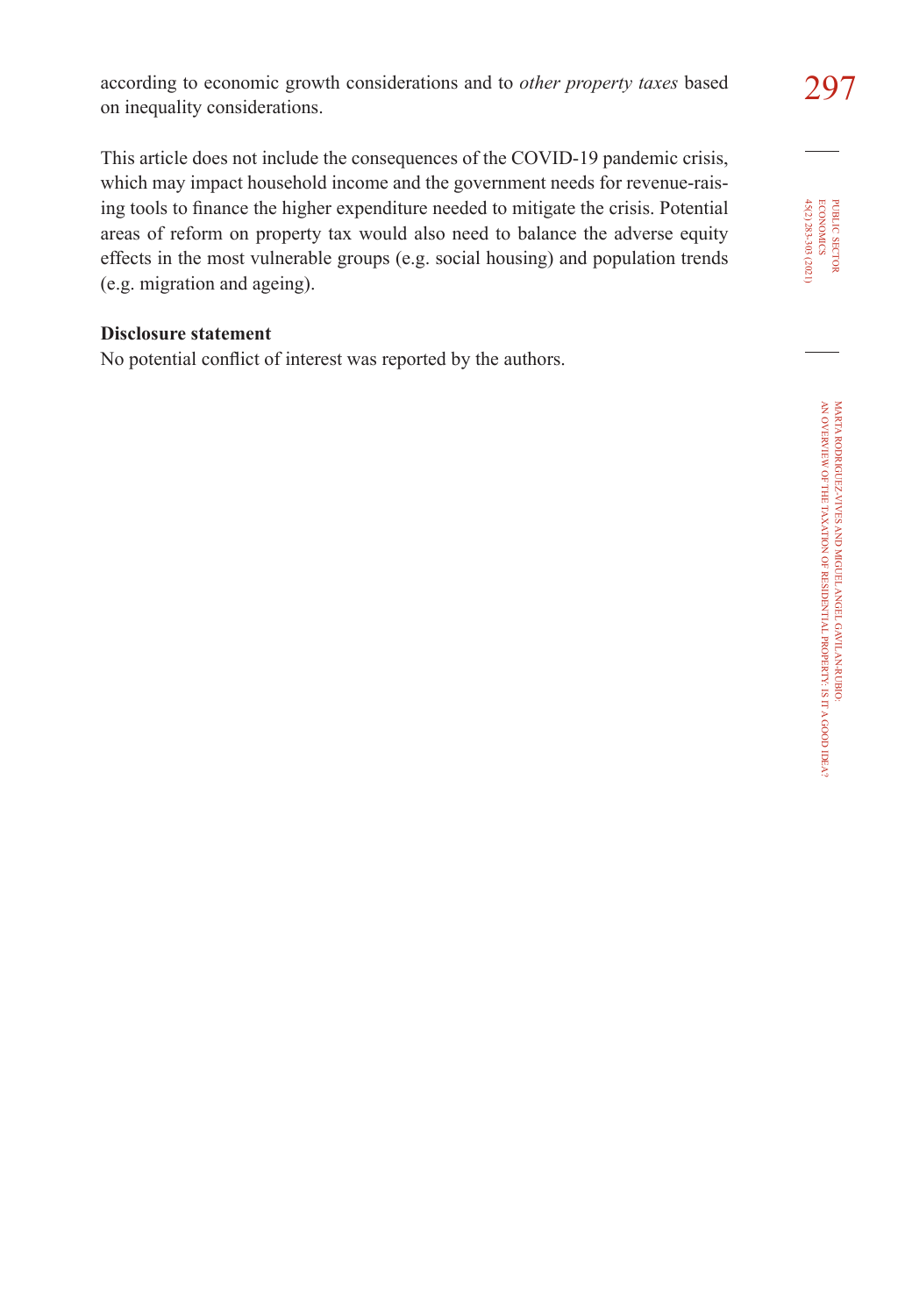according to economic growth considerations and to *other property taxes* based on inequality considerations.

This article does not include the consequences of the COVID-19 pandemic crisis, which may impact household income and the government needs for revenue-raising tools to finance the higher expenditure needed to mitigate the crisis. Potential areas of reform on property tax would also need to balance the adverse equity effects in the most vulnerable groups (e.g. social housing) and population trends (e.g. migration and ageing).

**Disclosure statement**

No potential conflict of interest was reported by the authors.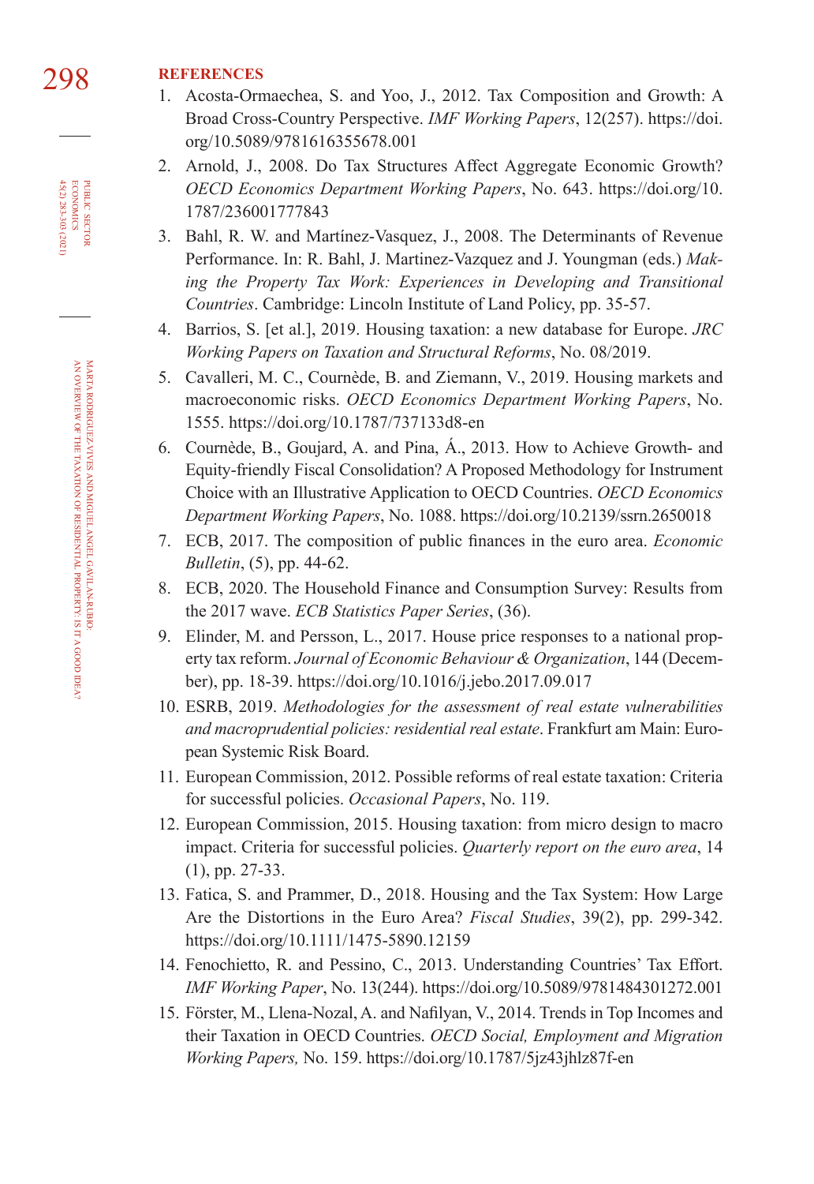## REFERENCES

1. Acosta-Ormaechea, S. and Yoo, J., 2012. Tax Composition and Growth: A Broad Cross-Country Perspective. *IMF Working Papers*, 12(257). https://doi.org/10.5089/9781616355678.001
2. Arnold, J., 2008. Do Tax Structures Affect Aggregate Economic Growth? *OECD Economics Department Working Papers*, No. 643. https://doi.org/10.1787/236001777843
3. Bahl, R. W. and Martínez-Vasquez, J., 2008. The Determinants of Revenue Performance. In: R. Bahl, J. Martinez-Vazquez and J. Youngman (eds.) *Making the Property Tax Work: Experiences in Developing and Transitional Countries*. Cambridge: Lincoln Institute of Land Policy, pp. 35-57.
4. Barrios, S. [et al.], 2019. Housing taxation: a new database for Europe. *JRC Working Papers on Taxation and Structural Reforms*, No. 08/2019.
5. Cavalleri, M. C., Cournède, B. and Ziemann, V., 2019. Housing markets and macroeconomic risks. *OECD Economics Department Working Papers*, No. 1555. https://doi.org/10.1787/737133d8-en
6. Cournède, B., Goujard, A. and Pina, Á., 2013. How to Achieve Growth- and Equity-friendly Fiscal Consolidation? A Proposed Methodology for Instrument Choice with an Illustrative Application to OECD Countries. *OECD Economics Department Working Papers*, No. 1088. https://doi.org/10.2139/ssrn.2650018
7. ECB, 2017. The composition of public finances in the euro area. *Economic Bulletin*, (5), pp. 44-62.
8. ECB, 2020. The Household Finance and Consumption Survey: Results from the 2017 wave. *ECB Statistics Paper Series*, (36).
9. Elinder, M. and Persson, L., 2017. House price responses to a national property tax reform. *Journal of Economic Behaviour & Organization*, 144 (December), pp. 18-39. https://doi.org/10.1016/j.jebo.2017.09.017
10. ESRB, 2019. *Methodologies for the assessment of real estate vulnerabilities and macroprudential policies: residential real estate*. Frankfurt am Main: European Systemic Risk Board.
11. European Commission, 2012. Possible reforms of real estate taxation: Criteria for successful policies. *Occasional Papers*, No. 119.
12. European Commission, 2015. Housing taxation: from micro design to macro impact. Criteria for successful policies. *Quarterly report on the euro area*, 14 (1), pp. 27-33.
13. Fatica, S. and Prammer, D., 2018. Housing and the Tax System: How Large Are the Distortions in the Euro Area? *Fiscal Studies*, 39(2), pp. 299-342. https://doi.org/10.1111/1475-5890.12159
14. Fenochietto, R. and Pessino, C., 2013. Understanding Countries' Tax Effort. *IMF Working Paper*, No. 13(244). https://doi.org/10.5089/9781484301272.001
15. Förster, M., Llena-Nozal, A. and Nafilyan, V., 2014. Trends in Top Incomes and their Taxation in OECD Countries. *OECD Social, Employment and Migration Working Papers,* No. 159. https://doi.org/10.1787/5jz43jhlz87f-en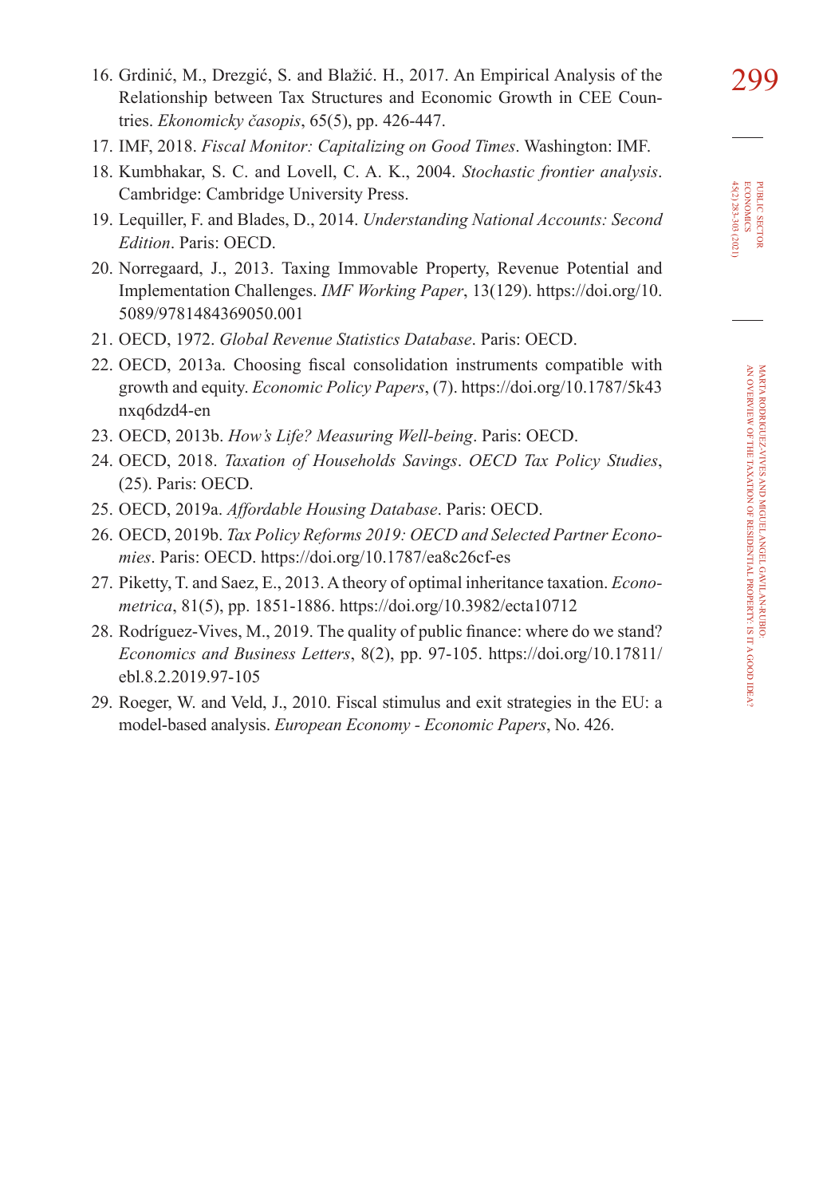16. Grdinić, M., Drezgić, S. and Blažić. H., 2017. An Empirical Analysis of the Relationship between Tax Structures and Economic Growth in CEE Countries. *Ekonomicky časopis*, 65(5), pp. 426-447.
17. IMF, 2018. *Fiscal Monitor: Capitalizing on Good Times*. Washington: IMF.
18. Kumbhakar, S. C. and Lovell, C. A. K., 2004. *Stochastic frontier analysis*. Cambridge: Cambridge University Press.
19. Lequiller, F. and Blades, D., 2014. *Understanding National Accounts: Second Edition*. Paris: OECD.
20. Norregaard, J., 2013. Taxing Immovable Property, Revenue Potential and Implementation Challenges. *IMF Working Paper*, 13(129). https://doi.org/10.5089/9781484369050.001
21. OECD, 1972. *Global Revenue Statistics Database*. Paris: OECD.
22. OECD, 2013a. Choosing fiscal consolidation instruments compatible with growth and equity. *Economic Policy Papers*, (7). https://doi.org/10.1787/5k43nxq6dzd4-en
23. OECD, 2013b. *How's Life? Measuring Well-being*. Paris: OECD.
24. OECD, 2018. *Taxation of Households Savings*. *OECD Tax Policy Studies*, (25). Paris: OECD.
25. OECD, 2019a. *Affordable Housing Database*. Paris: OECD.
26. OECD, 2019b. *Tax Policy Reforms 2019: OECD and Selected Partner Economies*. Paris: OECD. https://doi.org/10.1787/ea8c26cf-es
27. Piketty, T. and Saez, E., 2013. A theory of optimal inheritance taxation. *Econometrica*, 81(5), pp. 1851-1886. https://doi.org/10.3982/ecta10712
28. Rodríguez-Vives, M., 2019. The quality of public finance: where do we stand? *Economics and Business Letters*, 8(2), pp. 97-105. https://doi.org/10.17811/ebl.8.2.2019.97-105
29. Roeger, W. and Veld, J., 2010. Fiscal stimulus and exit strategies in the EU: a model-based analysis. *European Economy - Economic Papers*, No. 426.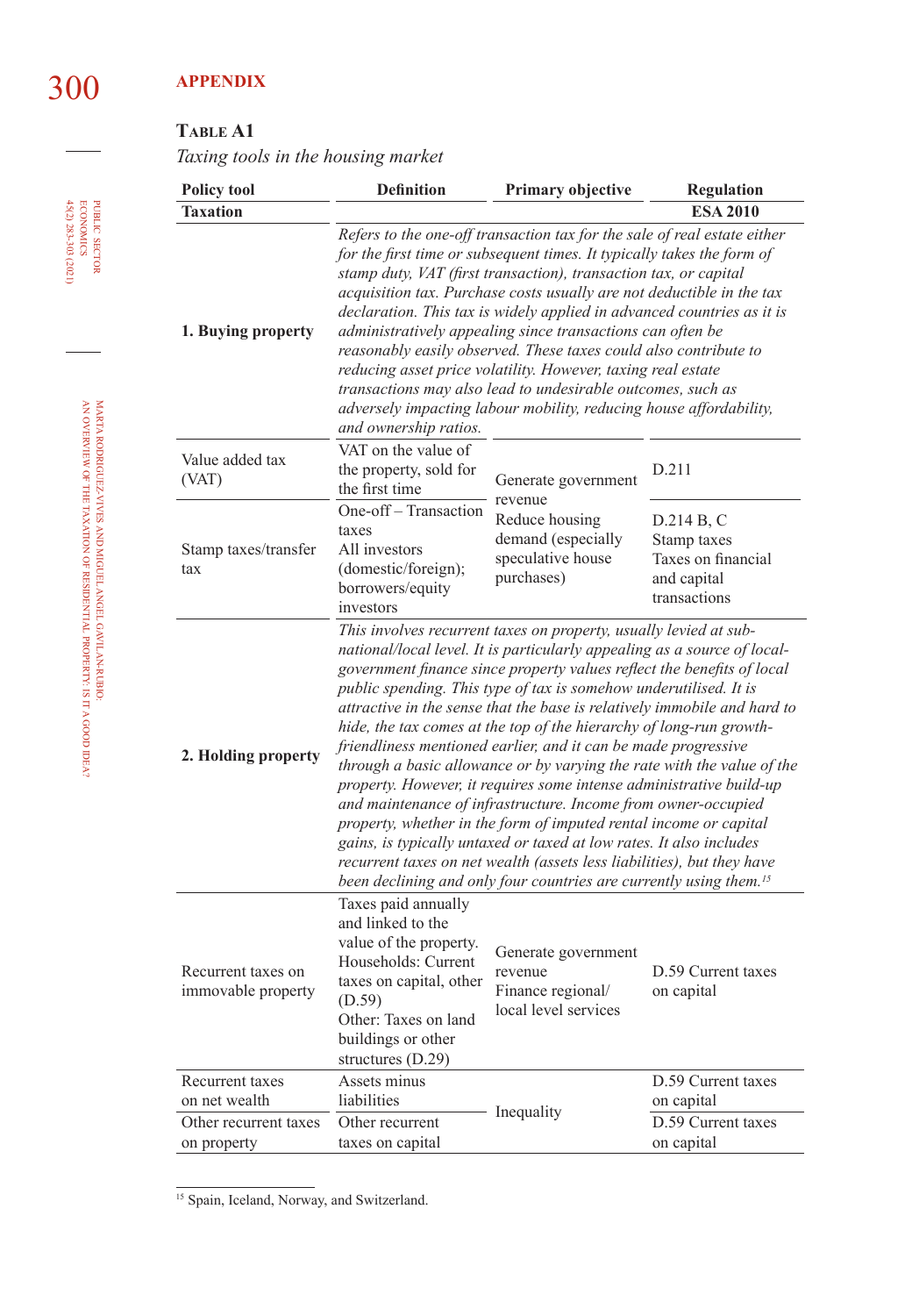## APPENDIX

**Table A1**

*Taxing tools in the housing market*

| Policy tool | Definition | Primary objective | Regulation |
|---|---|---|---|
| **Taxation** | | | **ESA 2010** |
| **1. Buying property** | *Refers to the one-off transaction tax for the sale of real estate either for the first time or subsequent times. It typically takes the form of stamp duty, VAT (first transaction), transaction tax, or capital acquisition tax. Purchase costs usually are not deductible in the tax declaration. This tax is widely applied in advanced countries as it is administratively appealing since transactions can often be reasonably easily observed. These taxes could also contribute to reducing asset price volatility. However, taxing real estate transactions may also lead to undesirable outcomes, such as adversely impacting labour mobility, reducing house affordability, and ownership ratios.* | | |
| Value added tax (VAT) | VAT on the value of the property, sold for the first time | Generate government revenue<br>Reduce housing demand (especially speculative house purchases) | D.211 |
| Stamp taxes/transfer tax | One-off – Transaction taxes<br>All investors (domestic/foreign); borrowers/equity investors | | D.214 B, C<br>Stamp taxes<br>Taxes on financial and capital transactions |
| **2. Holding property** | *This involves recurrent taxes on property, usually levied at sub-national/local level. It is particularly appealing as a source of local-government finance since property values reflect the benefits of local public spending. This type of tax is somehow underutilised. It is attractive in the sense that the base is relatively immobile and hard to hide, the tax comes at the top of the hierarchy of long-run growth-friendliness mentioned earlier, and it can be made progressive through a basic allowance or by varying the rate with the value of the property. However, it requires some intense administrative build-up and maintenance of infrastructure. Income from owner-occupied property, whether in the form of imputed rental income or capital gains, is typically untaxed or taxed at low rates. It also includes recurrent taxes on net wealth (assets less liabilities), but they have been declining and only four countries are currently using them.*[15] | | |
| Recurrent taxes on immovable property | Taxes paid annually and linked to the value of the property.<br>Households: Current taxes on capital, other (D.59)<br>Other: Taxes on land buildings or other structures (D.29) | Generate government revenue<br>Finance regional/ local level services | D.59 Current taxes on capital |
| Recurrent taxes on net wealth | Assets minus liabilities | Inequality | D.59 Current taxes on capital |
| Other recurrent taxes on property | Other recurrent taxes on capital | | D.59 Current taxes on capital |

[15] Spain, Iceland, Norway, and Switzerland.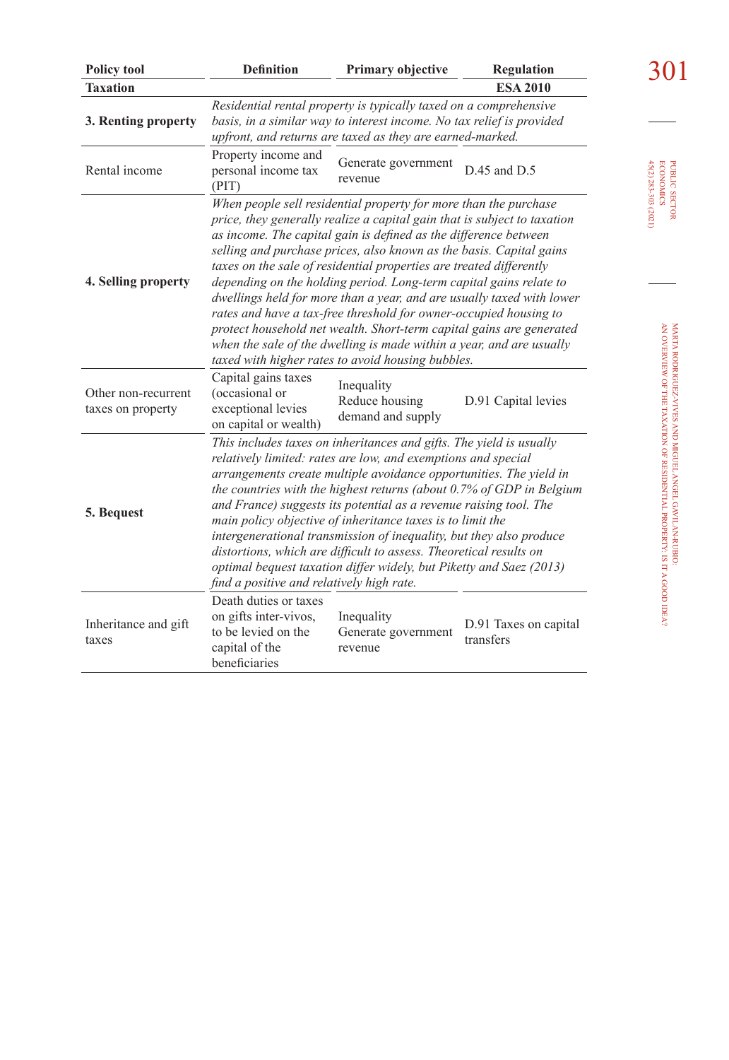| Policy tool | Definition | Primary objective | Regulation |
|---|---|---|---|
| **Taxation** | | | **ESA 2010** |
| **3. Renting property** | *Residential rental property is typically taxed on a comprehensive basis, in a similar way to interest income. No tax relief is provided upfront, and returns are taxed as they are earned-marked.* | | |
| Rental income | Property income and personal income tax (PIT) | Generate government revenue | D.45 and D.5 |
| **4. Selling property** | *When people sell residential property for more than the purchase price, they generally realize a capital gain that is subject to taxation as income. The capital gain is defined as the difference between selling and purchase prices, also known as the basis. Capital gains taxes on the sale of residential properties are treated differently depending on the holding period. Long-term capital gains relate to dwellings held for more than a year, and are usually taxed with lower rates and have a tax-free threshold for owner-occupied housing to protect household net wealth. Short-term capital gains are generated when the sale of the dwelling is made within a year, and are usually taxed with higher rates to avoid housing bubbles.* | | |
| Other non-recurrent taxes on property | Capital gains taxes (occasional or exceptional levies on capital or wealth) | Inequality<br>Reduce housing demand and supply | D.91 Capital levies |
| **5. Bequest** | *This includes taxes on inheritances and gifts. The yield is usually relatively limited: rates are low, and exemptions and special arrangements create multiple avoidance opportunities. The yield in the countries with the highest returns (about 0.7% of GDP in Belgium and France) suggests its potential as a revenue raising tool. The main policy objective of inheritance taxes is to limit the intergenerational transmission of inequality, but they also produce distortions, which are difficult to assess. Theoretical results on optimal bequest taxation differ widely, but Piketty and Saez (2013) find a positive and relatively high rate.* | | |
| Inheritance and gift taxes | Death duties or taxes on gifts inter-vivos, to be levied on the capital of the beneficiaries | Inequality<br>Generate government revenue | D.91 Taxes on capital transfers |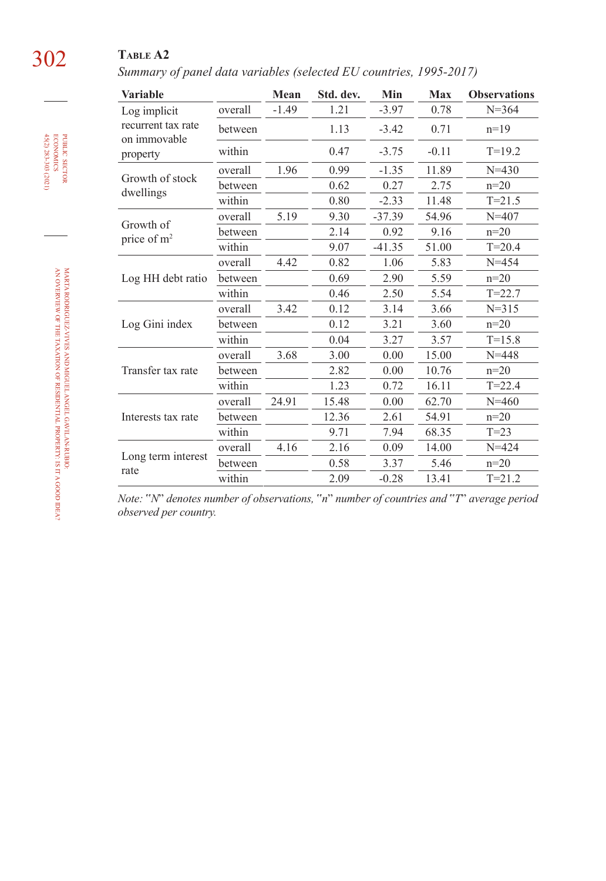**Table A2**

*Summary of panel data variables (selected EU countries, 1995-2017)*

| Variable | | Mean | Std. dev. | Min | Max | Observations |
|---|---|---|---|---|---|---|
| Log implicit recurrent tax rate on immovable property | overall | -1.49 | 1.21 | -3.97 | 0.78 | N=364 |
| | between | | 1.13 | -3.42 | 0.71 | n=19 |
| | within | | 0.47 | -3.75 | -0.11 | T=19.2 |
| Growth of stock dwellings | overall | 1.96 | 0.99 | -1.35 | 11.89 | N=430 |
| | between | | 0.62 | 0.27 | 2.75 | n=20 |
| | within | | 0.80 | -2.33 | 11.48 | T=21.5 |
| Growth of price of m$^2$ | overall | 5.19 | 9.30 | -37.39 | 54.96 | N=407 |
| | between | | 2.14 | 0.92 | 9.16 | n=20 |
| | within | | 9.07 | -41.35 | 51.00 | T=20.4 |
| Log HH debt ratio | overall | 4.42 | 0.82 | 1.06 | 5.83 | N=454 |
| | between | | 0.69 | 2.90 | 5.59 | n=20 |
| | within | | 0.46 | 2.50 | 5.54 | T=22.7 |
| Log Gini index | overall | 3.42 | 0.12 | 3.14 | 3.66 | N=315 |
| | between | | 0.12 | 3.21 | 3.60 | n=20 |
| | within | | 0.04 | 3.27 | 3.57 | T=15.8 |
| Transfer tax rate | overall | 3.68 | 3.00 | 0.00 | 15.00 | N=448 |
| | between | | 2.82 | 0.00 | 10.76 | n=20 |
| | within | | 1.23 | 0.72 | 16.11 | T=22.4 |
| Interests tax rate | overall | 24.91 | 15.48 | 0.00 | 62.70 | N=460 |
| | between | | 12.36 | 2.61 | 54.91 | n=20 |
| | within | | 9.71 | 7.94 | 68.35 | T=23 |
| Long term interest rate | overall | 4.16 | 2.16 | 0.09 | 14.00 | N=424 |
| | between | | 0.58 | 3.37 | 5.46 | n=20 |
| | within | | 2.09 | -0.28 | 13.41 | T=21.2 |

*Note: "N" denotes number of observations, "n" number of countries and "T" average period observed per country.*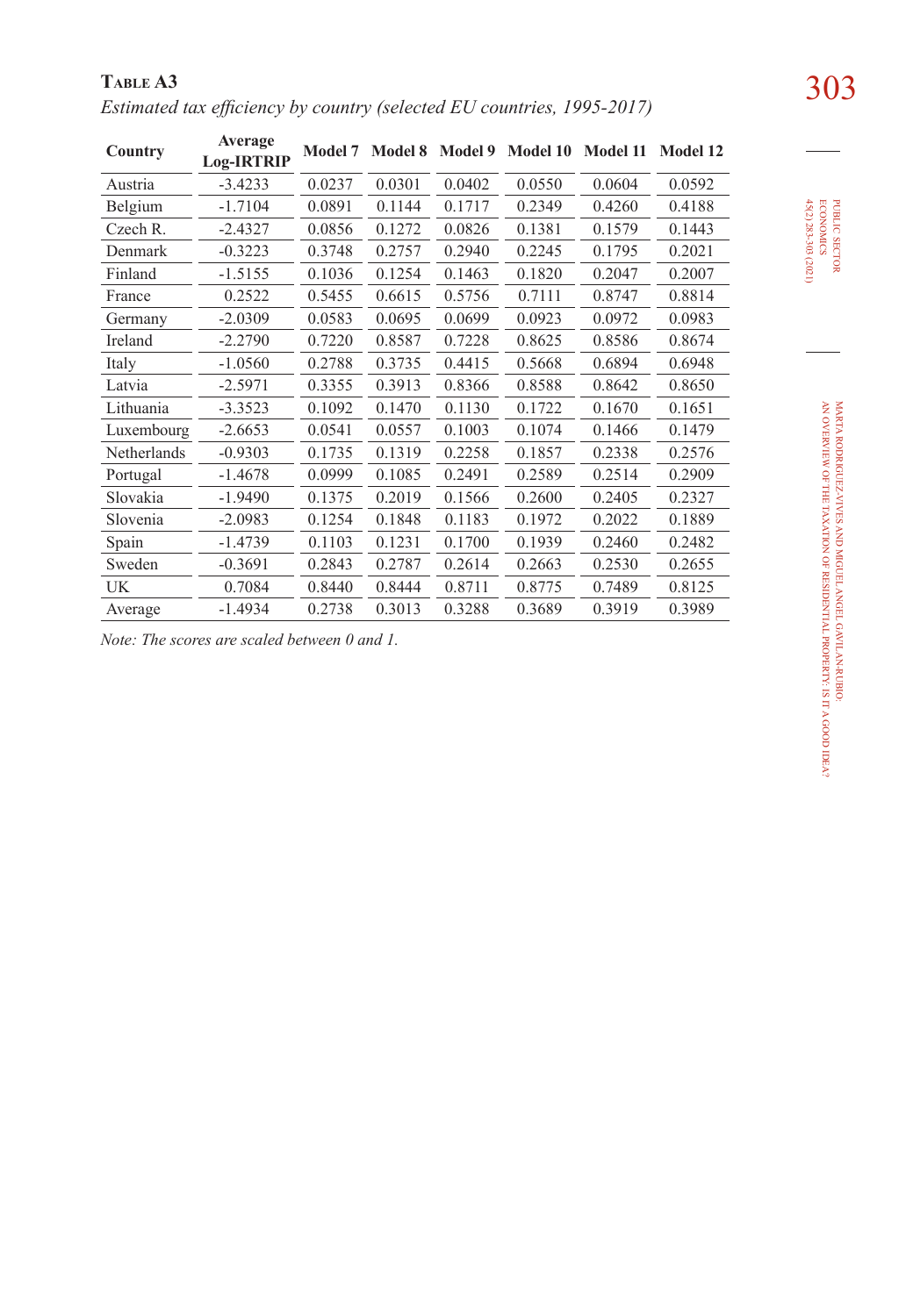**Table A3**

*Estimated tax efficiency by country (selected EU countries, 1995-2017)*

| Country | Average Log-IRTRIP | Model 7 | Model 8 | Model 9 | Model 10 | Model 11 | Model 12 |
|---|---|---|---|---|---|---|---|
| Austria | -3.4233 | 0.0237 | 0.0301 | 0.0402 | 0.0550 | 0.0604 | 0.0592 |
| Belgium | -1.7104 | 0.0891 | 0.1144 | 0.1717 | 0.2349 | 0.4260 | 0.4188 |
| Czech R. | -2.4327 | 0.0856 | 0.1272 | 0.0826 | 0.1381 | 0.1579 | 0.1443 |
| Denmark | -0.3223 | 0.3748 | 0.2757 | 0.2940 | 0.2245 | 0.1795 | 0.2021 |
| Finland | -1.5155 | 0.1036 | 0.1254 | 0.1463 | 0.1820 | 0.2047 | 0.2007 |
| France | 0.2522 | 0.5455 | 0.6615 | 0.5756 | 0.7111 | 0.8747 | 0.8814 |
| Germany | -2.0309 | 0.0583 | 0.0695 | 0.0699 | 0.0923 | 0.0972 | 0.0983 |
| Ireland | -2.2790 | 0.7220 | 0.8587 | 0.7228 | 0.8625 | 0.8586 | 0.8674 |
| Italy | -1.0560 | 0.2788 | 0.3735 | 0.4415 | 0.5668 | 0.6894 | 0.6948 |
| Latvia | -2.5971 | 0.3355 | 0.3913 | 0.8366 | 0.8588 | 0.8642 | 0.8650 |
| Lithuania | -3.3523 | 0.1092 | 0.1470 | 0.1130 | 0.1722 | 0.1670 | 0.1651 |
| Luxembourg | -2.6653 | 0.0541 | 0.0557 | 0.1003 | 0.1074 | 0.1466 | 0.1479 |
| Netherlands | -0.9303 | 0.1735 | 0.1319 | 0.2258 | 0.1857 | 0.2338 | 0.2576 |
| Portugal | -1.4678 | 0.0999 | 0.1085 | 0.2491 | 0.2589 | 0.2514 | 0.2909 |
| Slovakia | -1.9490 | 0.1375 | 0.2019 | 0.1566 | 0.2600 | 0.2405 | 0.2327 |
| Slovenia | -2.0983 | 0.1254 | 0.1848 | 0.1183 | 0.1972 | 0.2022 | 0.1889 |
| Spain | -1.4739 | 0.1103 | 0.1231 | 0.1700 | 0.1939 | 0.2460 | 0.2482 |
| Sweden | -0.3691 | 0.2843 | 0.2787 | 0.2614 | 0.2663 | 0.2530 | 0.2655 |
| UK | 0.7084 | 0.8440 | 0.8444 | 0.8711 | 0.8775 | 0.7489 | 0.8125 |
| Average | -1.4934 | 0.2738 | 0.3013 | 0.3288 | 0.3689 | 0.3919 | 0.3989 |

*Note: The scores are scaled between 0 and 1.*